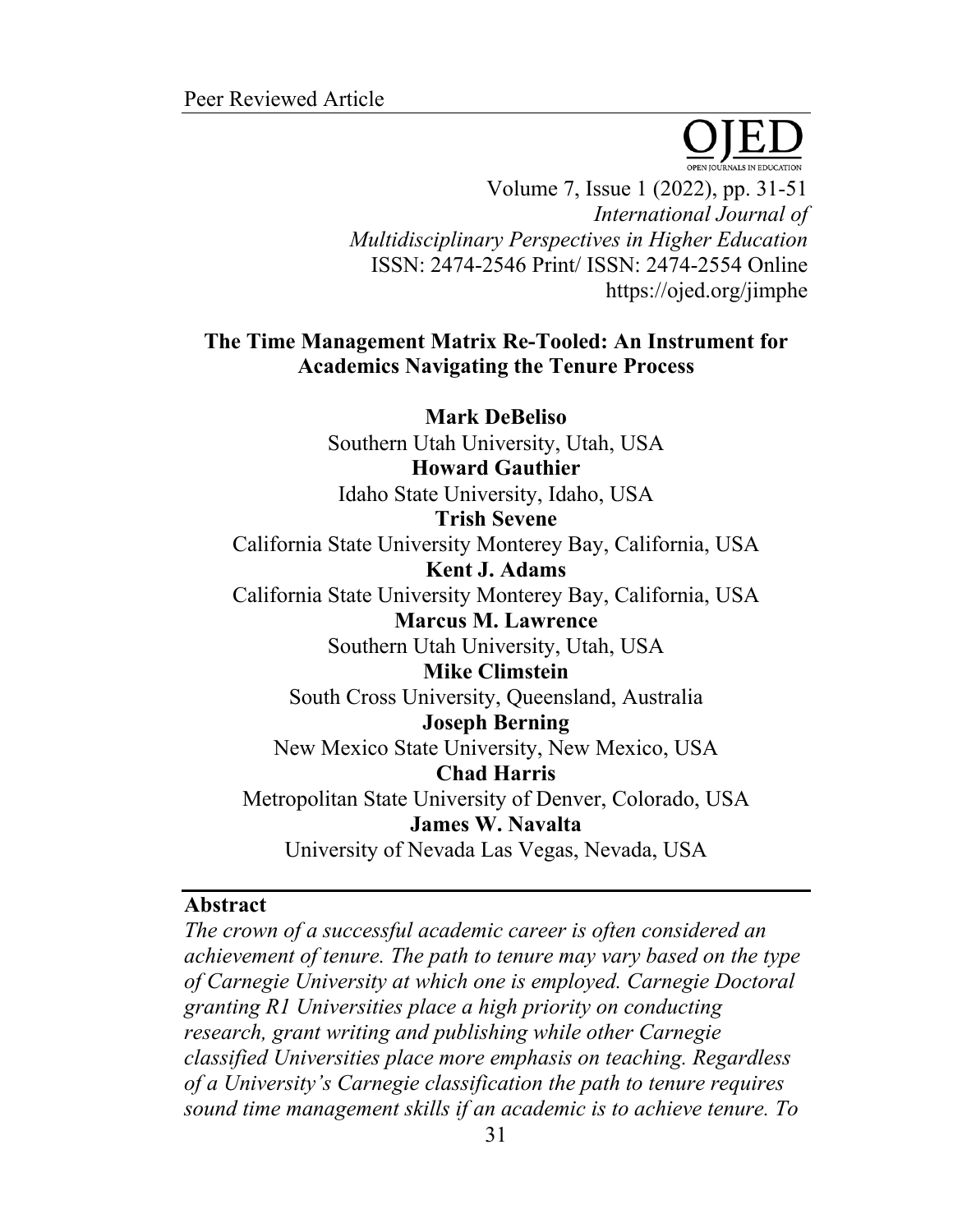Peer Reviewed Article

# The Time Management Matrix Re-Tooled: An Instrument for Academics Navigating the Tenure Process

**Mark DeBeliso**
Southern Utah University, Utah, USA

**Howard Gauthier**
Idaho State University, Idaho, USA

**Trish Sevene**
California State University Monterey Bay, California, USA

**Kent J. Adams**
California State University Monterey Bay, California, USA

**Marcus M. Lawrence**
Southern Utah University, Utah, USA

**Mike Climstein**
South Cross University, Queensland, Australia

**Joseph Berning**
New Mexico State University, New Mexico, USA

**Chad Harris**
Metropolitan State University of Denver, Colorado, USA

**James W. Navalta**
University of Nevada Las Vegas, Nevada, USA

## Abstract

*The crown of a successful academic career is often considered an achievement of tenure. The path to tenure may vary based on the type of Carnegie University at which one is employed. Carnegie Doctoral granting R1 Universities place a high priority on conducting research, grant writing and publishing while other Carnegie classified Universities place more emphasis on teaching. Regardless of a University's Carnegie classification the path to tenure requires sound time management skills if an academic is to achieve tenure. To*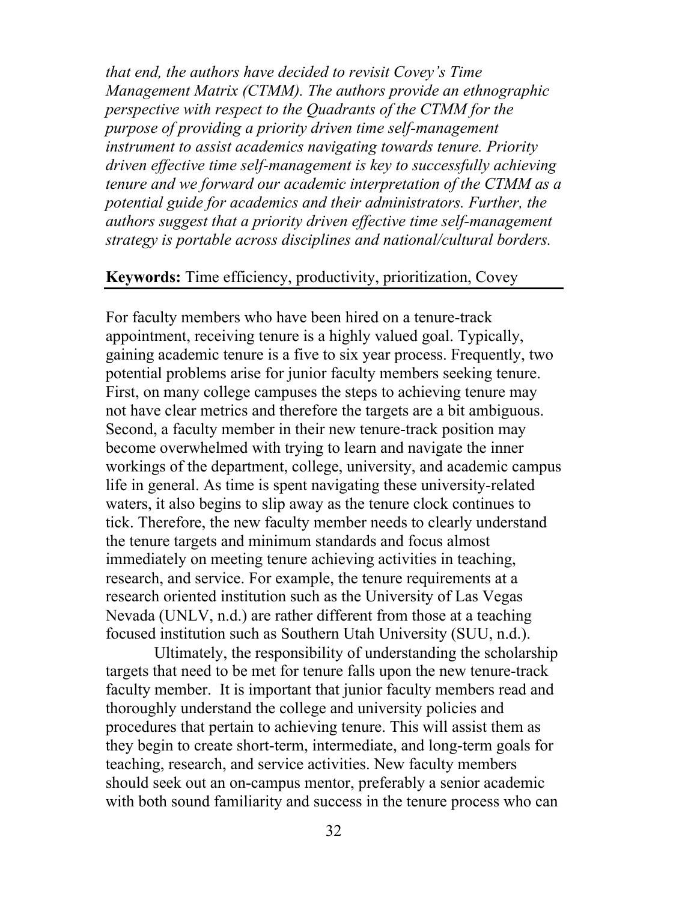*that end, the authors have decided to revisit Covey's Time Management Matrix (CTMM). The authors provide an ethnographic perspective with respect to the Quadrants of the CTMM for the purpose of providing a priority driven time self-management instrument to assist academics navigating towards tenure. Priority driven effective time self-management is key to successfully achieving tenure and we forward our academic interpretation of the CTMM as a potential guide for academics and their administrators. Further, the authors suggest that a priority driven effective time self-management strategy is portable across disciplines and national/cultural borders.*

**Keywords:** Time efficiency, productivity, prioritization, Covey

---

For faculty members who have been hired on a tenure-track appointment, receiving tenure is a highly valued goal. Typically, gaining academic tenure is a five to six year process. Frequently, two potential problems arise for junior faculty members seeking tenure. First, on many college campuses the steps to achieving tenure may not have clear metrics and therefore the targets are a bit ambiguous. Second, a faculty member in their new tenure-track position may become overwhelmed with trying to learn and navigate the inner workings of the department, college, university, and academic campus life in general. As time is spent navigating these university-related waters, it also begins to slip away as the tenure clock continues to tick. Therefore, the new faculty member needs to clearly understand the tenure targets and minimum standards and focus almost immediately on meeting tenure achieving activities in teaching, research, and service. For example, the tenure requirements at a research oriented institution such as the University of Las Vegas Nevada (UNLV, n.d.) are rather different from those at a teaching focused institution such as Southern Utah University (SUU, n.d.).

Ultimately, the responsibility of understanding the scholarship targets that need to be met for tenure falls upon the new tenure-track faculty member. It is important that junior faculty members read and thoroughly understand the college and university policies and procedures that pertain to achieving tenure. This will assist them as they begin to create short-term, intermediate, and long-term goals for teaching, research, and service activities. New faculty members should seek out an on-campus mentor, preferably a senior academic with both sound familiarity and success in the tenure process who can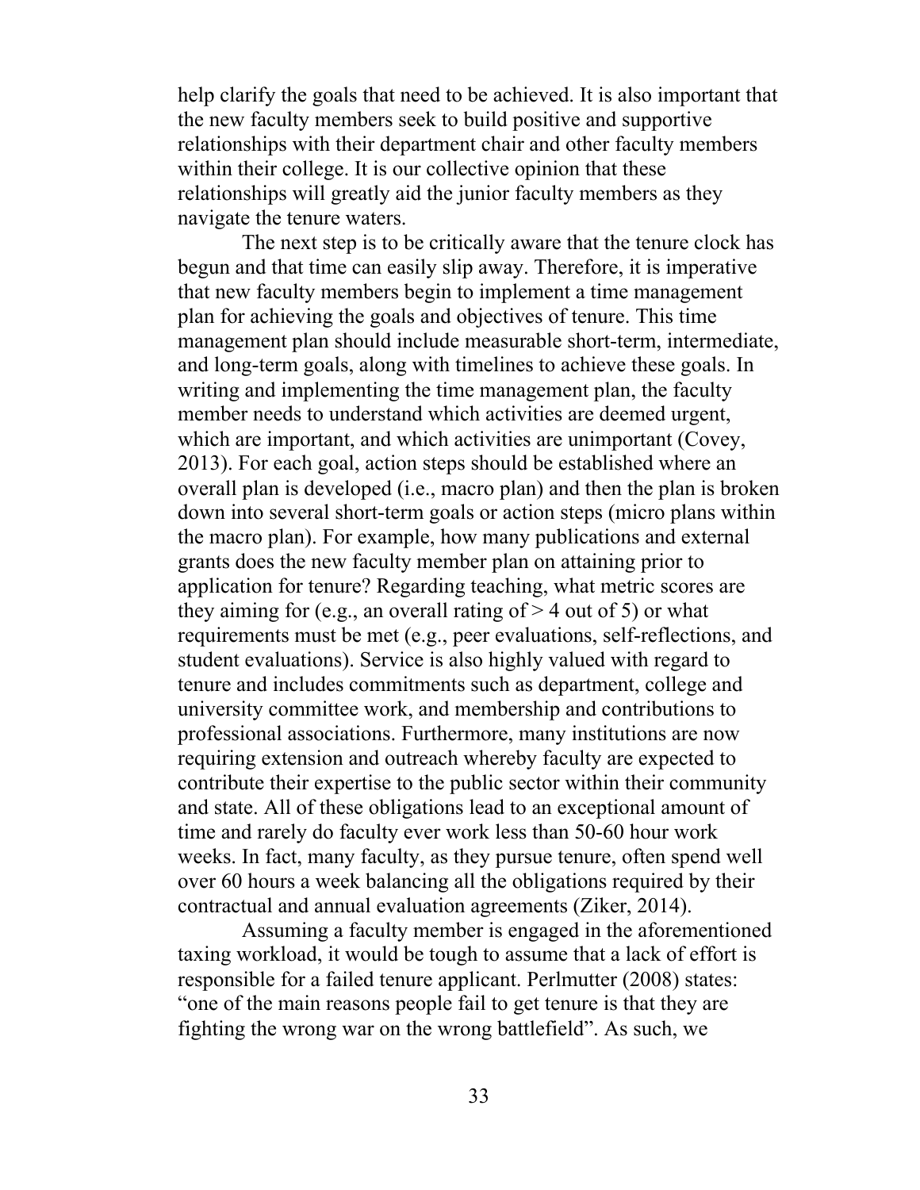help clarify the goals that need to be achieved. It is also important that the new faculty members seek to build positive and supportive relationships with their department chair and other faculty members within their college. It is our collective opinion that these relationships will greatly aid the junior faculty members as they navigate the tenure waters.

The next step is to be critically aware that the tenure clock has begun and that time can easily slip away. Therefore, it is imperative that new faculty members begin to implement a time management plan for achieving the goals and objectives of tenure. This time management plan should include measurable short-term, intermediate, and long-term goals, along with timelines to achieve these goals. In writing and implementing the time management plan, the faculty member needs to understand which activities are deemed urgent, which are important, and which activities are unimportant (Covey, 2013). For each goal, action steps should be established where an overall plan is developed (i.e., macro plan) and then the plan is broken down into several short-term goals or action steps (micro plans within the macro plan). For example, how many publications and external grants does the new faculty member plan on attaining prior to application for tenure? Regarding teaching, what metric scores are they aiming for (e.g., an overall rating of > 4 out of 5) or what requirements must be met (e.g., peer evaluations, self-reflections, and student evaluations). Service is also highly valued with regard to tenure and includes commitments such as department, college and university committee work, and membership and contributions to professional associations. Furthermore, many institutions are now requiring extension and outreach whereby faculty are expected to contribute their expertise to the public sector within their community and state. All of these obligations lead to an exceptional amount of time and rarely do faculty ever work less than 50-60 hour work weeks. In fact, many faculty, as they pursue tenure, often spend well over 60 hours a week balancing all the obligations required by their contractual and annual evaluation agreements (Ziker, 2014).

Assuming a faculty member is engaged in the aforementioned taxing workload, it would be tough to assume that a lack of effort is responsible for a failed tenure applicant. Perlmutter (2008) states: "one of the main reasons people fail to get tenure is that they are fighting the wrong war on the wrong battlefield". As such, we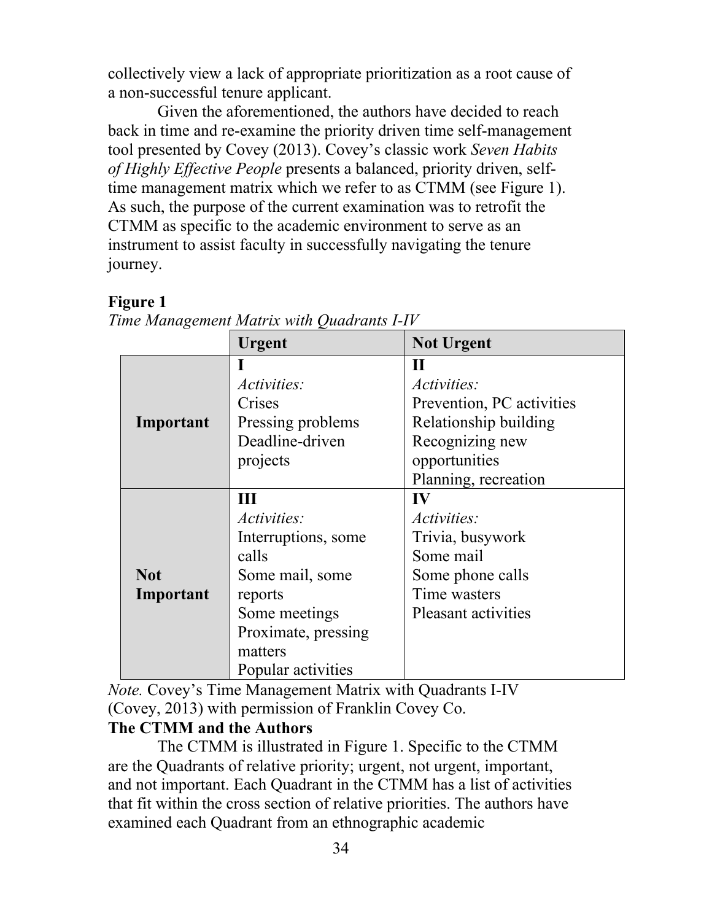collectively view a lack of appropriate prioritization as a root cause of a non-successful tenure applicant.

Given the aforementioned, the authors have decided to reach back in time and re-examine the priority driven time self-management tool presented by Covey (2013). Covey's classic work *Seven Habits of Highly Effective People* presents a balanced, priority driven, self-time management matrix which we refer to as CTMM (see Figure 1). As such, the purpose of the current examination was to retrofit the CTMM as specific to the academic environment to serve as an instrument to assist faculty in successfully navigating the tenure journey.

**Figure 1**

*Time Management Matrix with Quadrants I-IV*

| | **Urgent** | **Not Urgent** |
|---|---|---|
| **Important** | **I**<br>*Activities:*<br>Crises<br>Pressing problems<br>Deadline-driven projects | **II**<br>*Activities:*<br>Prevention, PC activities<br>Relationship building<br>Recognizing new opportunities<br>Planning, recreation |
| **Not Important** | **III**<br>*Activities:*<br>Interruptions, some calls<br>Some mail, some reports<br>Some meetings<br>Proximate, pressing matters<br>Popular activities | **IV**<br>*Activities:*<br>Trivia, busywork<br>Some mail<br>Some phone calls<br>Time wasters<br>Pleasant activities |

*Note.* Covey's Time Management Matrix with Quadrants I-IV (Covey, 2013) with permission of Franklin Covey Co.

**The CTMM and the Authors**

The CTMM is illustrated in Figure 1. Specific to the CTMM are the Quadrants of relative priority; urgent, not urgent, important, and not important. Each Quadrant in the CTMM has a list of activities that fit within the cross section of relative priorities. The authors have examined each Quadrant from an ethnographic academic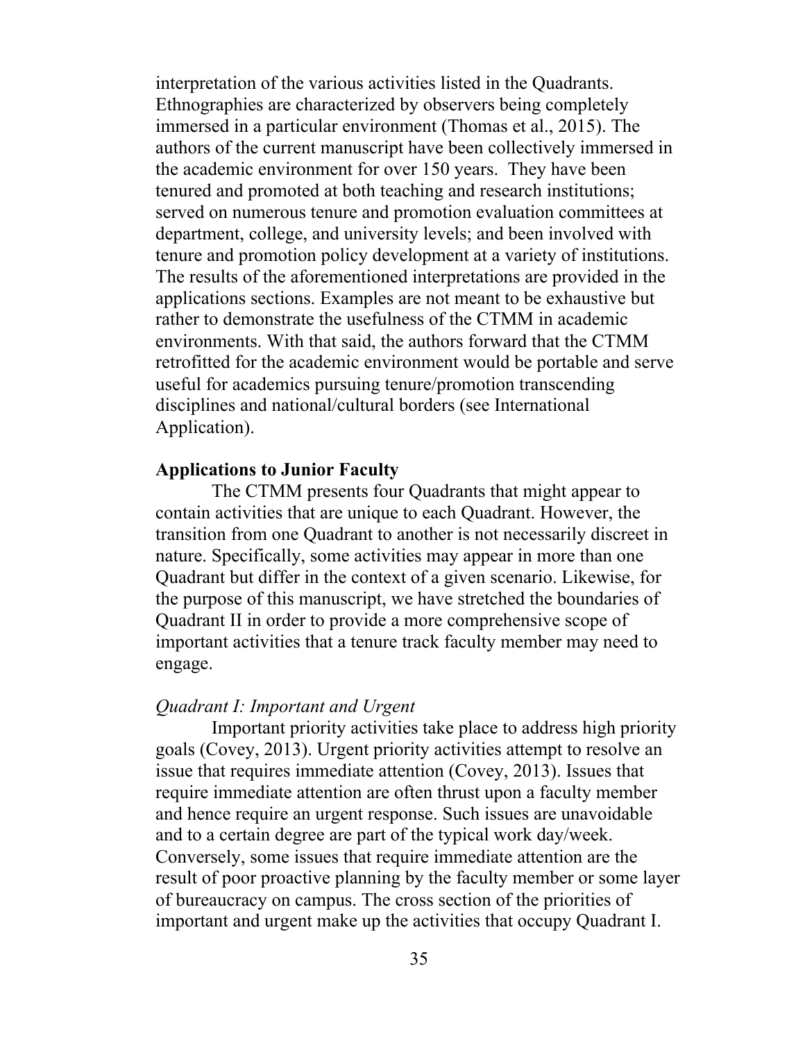interpretation of the various activities listed in the Quadrants. Ethnographies are characterized by observers being completely immersed in a particular environment (Thomas et al., 2015). The authors of the current manuscript have been collectively immersed in the academic environment for over 150 years. They have been tenured and promoted at both teaching and research institutions; served on numerous tenure and promotion evaluation committees at department, college, and university levels; and been involved with tenure and promotion policy development at a variety of institutions. The results of the aforementioned interpretations are provided in the applications sections. Examples are not meant to be exhaustive but rather to demonstrate the usefulness of the CTMM in academic environments. With that said, the authors forward that the CTMM retrofitted for the academic environment would be portable and serve useful for academics pursuing tenure/promotion transcending disciplines and national/cultural borders (see International Application).

## Applications to Junior Faculty

The CTMM presents four Quadrants that might appear to contain activities that are unique to each Quadrant. However, the transition from one Quadrant to another is not necessarily discreet in nature. Specifically, some activities may appear in more than one Quadrant but differ in the context of a given scenario. Likewise, for the purpose of this manuscript, we have stretched the boundaries of Quadrant II in order to provide a more comprehensive scope of important activities that a tenure track faculty member may need to engage.

### *Quadrant I: Important and Urgent*

Important priority activities take place to address high priority goals (Covey, 2013). Urgent priority activities attempt to resolve an issue that requires immediate attention (Covey, 2013). Issues that require immediate attention are often thrust upon a faculty member and hence require an urgent response. Such issues are unavoidable and to a certain degree are part of the typical work day/week. Conversely, some issues that require immediate attention are the result of poor proactive planning by the faculty member or some layer of bureaucracy on campus. The cross section of the priorities of important and urgent make up the activities that occupy Quadrant I.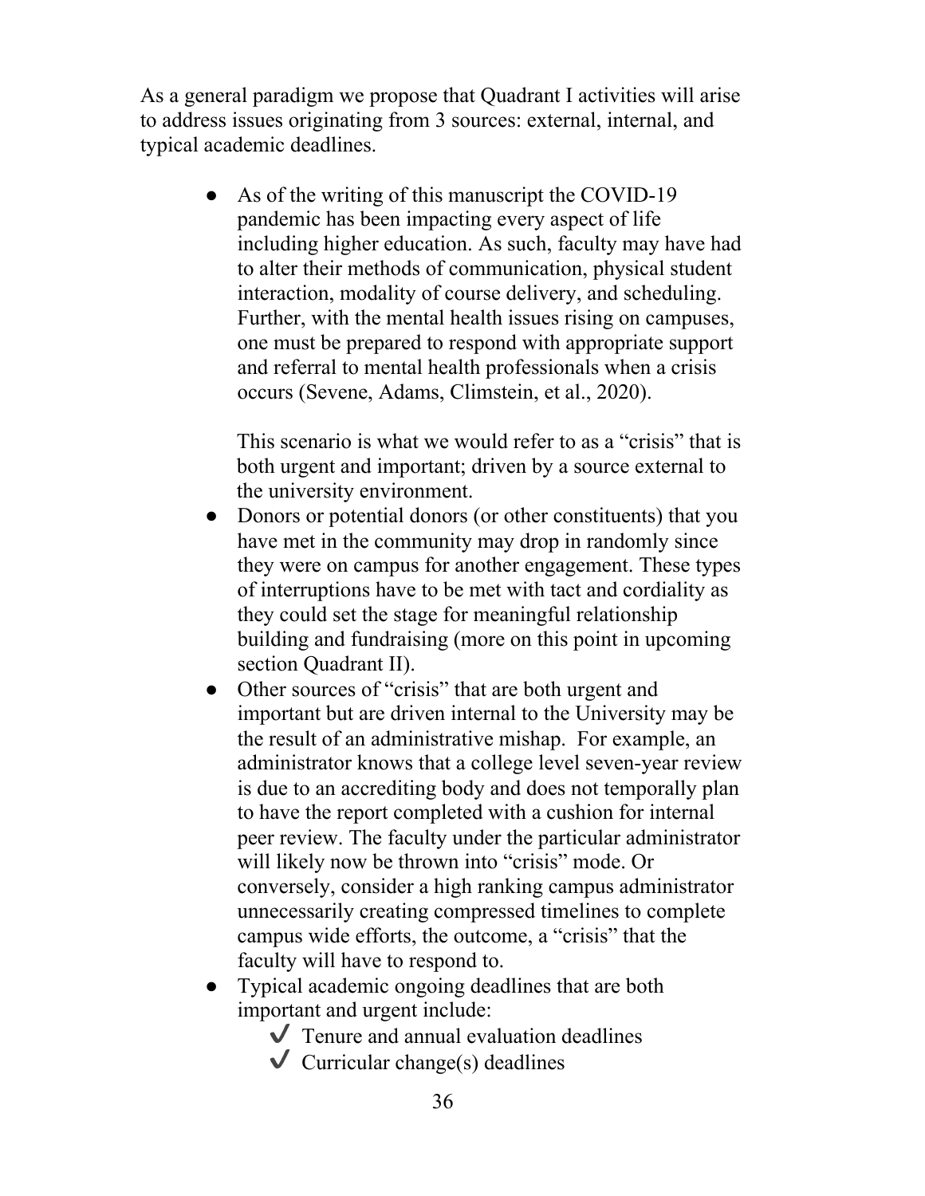As a general paradigm we propose that Quadrant I activities will arise to address issues originating from 3 sources: external, internal, and typical academic deadlines.

- As of the writing of this manuscript the COVID-19 pandemic has been impacting every aspect of life including higher education. As such, faculty may have had to alter their methods of communication, physical student interaction, modality of course delivery, and scheduling. Further, with the mental health issues rising on campuses, one must be prepared to respond with appropriate support and referral to mental health professionals when a crisis occurs (Sevene, Adams, Climstein, et al., 2020).

  This scenario is what we would refer to as a "crisis" that is both urgent and important; driven by a source external to the university environment.
- Donors or potential donors (or other constituents) that you have met in the community may drop in randomly since they were on campus for another engagement. These types of interruptions have to be met with tact and cordiality as they could set the stage for meaningful relationship building and fundraising (more on this point in upcoming section Quadrant II).
- Other sources of "crisis" that are both urgent and important but are driven internal to the University may be the result of an administrative mishap. For example, an administrator knows that a college level seven-year review is due to an accrediting body and does not temporally plan to have the report completed with a cushion for internal peer review. The faculty under the particular administrator will likely now be thrown into "crisis" mode. Or conversely, consider a high ranking campus administrator unnecessarily creating compressed timelines to complete campus wide efforts, the outcome, a "crisis" that the faculty will have to respond to.
- Typical academic ongoing deadlines that are both important and urgent include:
  - ✔ Tenure and annual evaluation deadlines
  - ✔ Curricular change(s) deadlines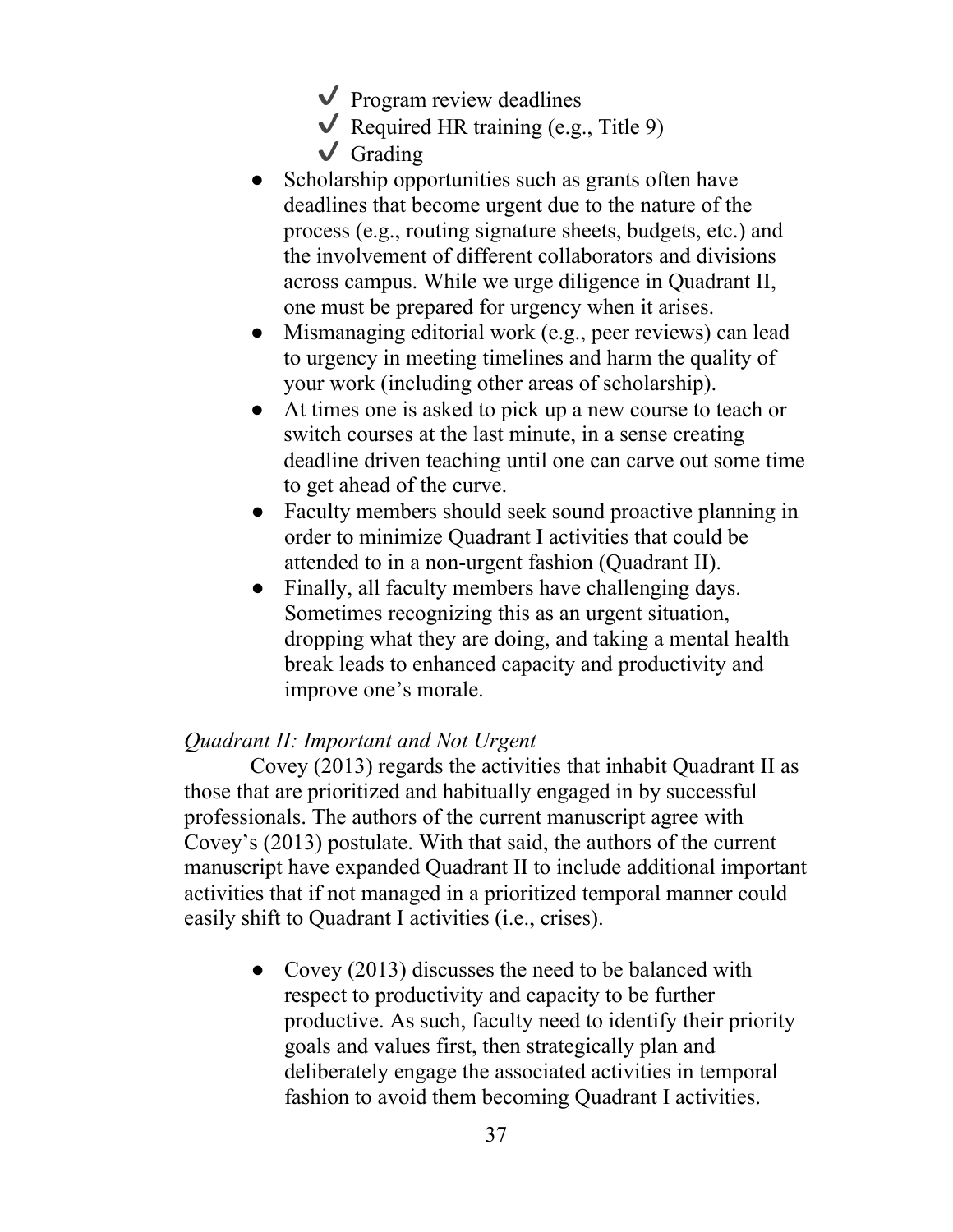- ✔ Program review deadlines
  - ✔ Required HR training (e.g., Title 9)
  - ✔ Grading
- Scholarship opportunities such as grants often have deadlines that become urgent due to the nature of the process (e.g., routing signature sheets, budgets, etc.) and the involvement of different collaborators and divisions across campus. While we urge diligence in Quadrant II, one must be prepared for urgency when it arises.
- Mismanaging editorial work (e.g., peer reviews) can lead to urgency in meeting timelines and harm the quality of your work (including other areas of scholarship).
- At times one is asked to pick up a new course to teach or switch courses at the last minute, in a sense creating deadline driven teaching until one can carve out some time to get ahead of the curve.
- Faculty members should seek sound proactive planning in order to minimize Quadrant I activities that could be attended to in a non-urgent fashion (Quadrant II).
- Finally, all faculty members have challenging days. Sometimes recognizing this as an urgent situation, dropping what they are doing, and taking a mental health break leads to enhanced capacity and productivity and improve one's morale.

*Quadrant II: Important and Not Urgent*

Covey (2013) regards the activities that inhabit Quadrant II as those that are prioritized and habitually engaged in by successful professionals. The authors of the current manuscript agree with Covey's (2013) postulate. With that said, the authors of the current manuscript have expanded Quadrant II to include additional important activities that if not managed in a prioritized temporal manner could easily shift to Quadrant I activities (i.e., crises).

- Covey (2013) discusses the need to be balanced with respect to productivity and capacity to be further productive. As such, faculty need to identify their priority goals and values first, then strategically plan and deliberately engage the associated activities in temporal fashion to avoid them becoming Quadrant I activities.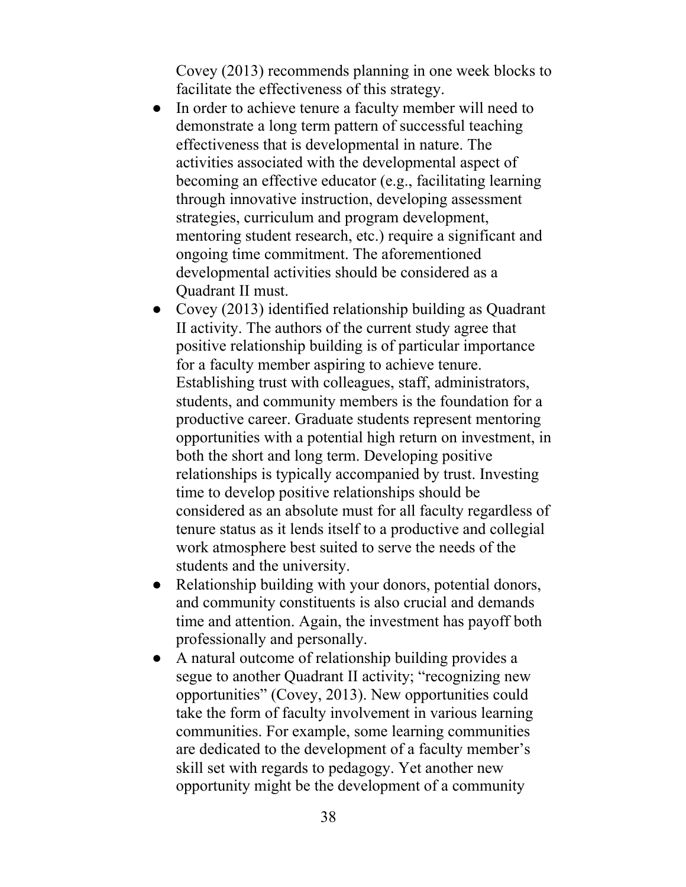Covey (2013) recommends planning in one week blocks to facilitate the effectiveness of this strategy.

- In order to achieve tenure a faculty member will need to demonstrate a long term pattern of successful teaching effectiveness that is developmental in nature. The activities associated with the developmental aspect of becoming an effective educator (e.g., facilitating learning through innovative instruction, developing assessment strategies, curriculum and program development, mentoring student research, etc.) require a significant and ongoing time commitment. The aforementioned developmental activities should be considered as a Quadrant II must.
- Covey (2013) identified relationship building as Quadrant II activity. The authors of the current study agree that positive relationship building is of particular importance for a faculty member aspiring to achieve tenure. Establishing trust with colleagues, staff, administrators, students, and community members is the foundation for a productive career. Graduate students represent mentoring opportunities with a potential high return on investment, in both the short and long term. Developing positive relationships is typically accompanied by trust. Investing time to develop positive relationships should be considered as an absolute must for all faculty regardless of tenure status as it lends itself to a productive and collegial work atmosphere best suited to serve the needs of the students and the university.
- Relationship building with your donors, potential donors, and community constituents is also crucial and demands time and attention. Again, the investment has payoff both professionally and personally.
- A natural outcome of relationship building provides a segue to another Quadrant II activity; "recognizing new opportunities" (Covey, 2013). New opportunities could take the form of faculty involvement in various learning communities. For example, some learning communities are dedicated to the development of a faculty member's skill set with regards to pedagogy. Yet another new opportunity might be the development of a community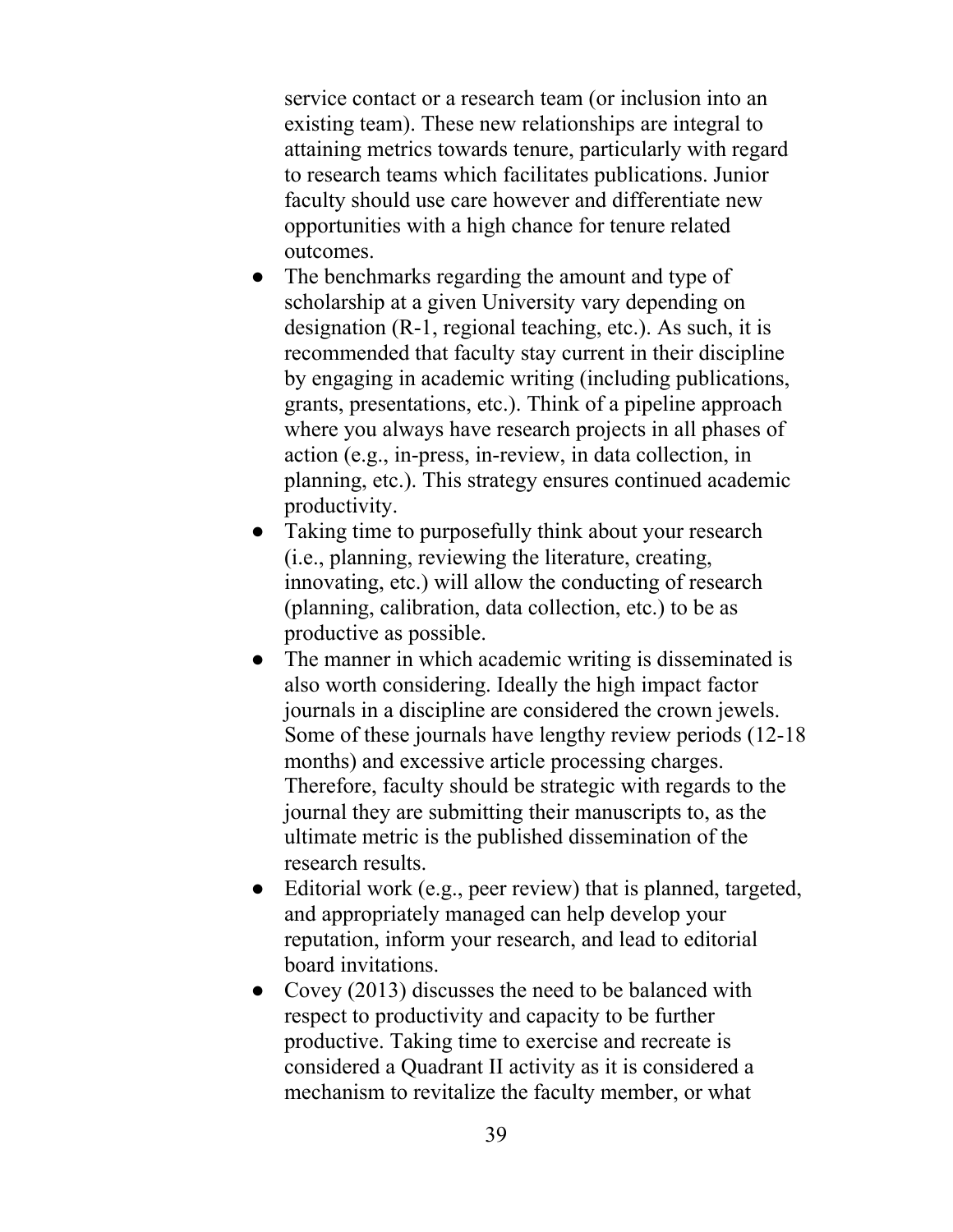service contact or a research team (or inclusion into an existing team). These new relationships are integral to attaining metrics towards tenure, particularly with regard to research teams which facilitates publications. Junior faculty should use care however and differentiate new opportunities with a high chance for tenure related outcomes.

- The benchmarks regarding the amount and type of scholarship at a given University vary depending on designation (R-1, regional teaching, etc.). As such, it is recommended that faculty stay current in their discipline by engaging in academic writing (including publications, grants, presentations, etc.). Think of a pipeline approach where you always have research projects in all phases of action (e.g., in-press, in-review, in data collection, in planning, etc.). This strategy ensures continued academic productivity.
- Taking time to purposefully think about your research (i.e., planning, reviewing the literature, creating, innovating, etc.) will allow the conducting of research (planning, calibration, data collection, etc.) to be as productive as possible.
- The manner in which academic writing is disseminated is also worth considering. Ideally the high impact factor journals in a discipline are considered the crown jewels. Some of these journals have lengthy review periods (12-18 months) and excessive article processing charges. Therefore, faculty should be strategic with regards to the journal they are submitting their manuscripts to, as the ultimate metric is the published dissemination of the research results.
- Editorial work (e.g., peer review) that is planned, targeted, and appropriately managed can help develop your reputation, inform your research, and lead to editorial board invitations.
- Covey (2013) discusses the need to be balanced with respect to productivity and capacity to be further productive. Taking time to exercise and recreate is considered a Quadrant II activity as it is considered a mechanism to revitalize the faculty member, or what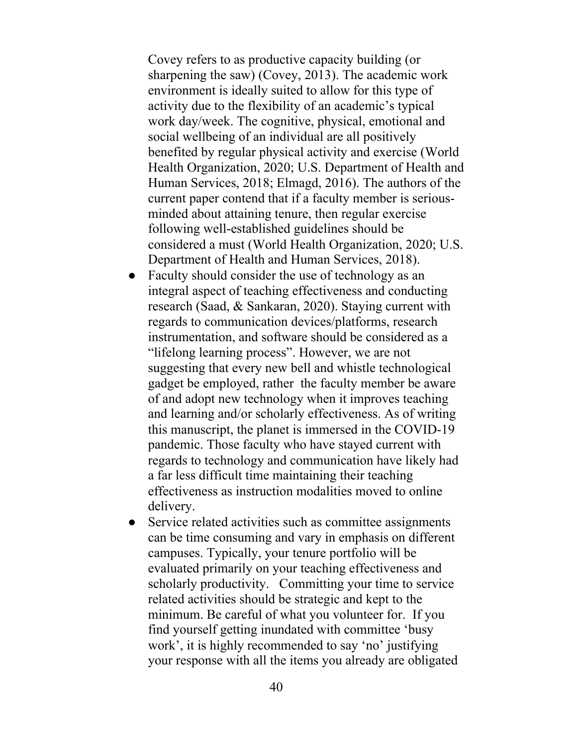Covey refers to as productive capacity building (or sharpening the saw) (Covey, 2013). The academic work environment is ideally suited to allow for this type of activity due to the flexibility of an academic's typical work day/week. The cognitive, physical, emotional and social wellbeing of an individual are all positively benefited by regular physical activity and exercise (World Health Organization, 2020; U.S. Department of Health and Human Services, 2018; Elmagd, 2016). The authors of the current paper contend that if a faculty member is serious-minded about attaining tenure, then regular exercise following well-established guidelines should be considered a must (World Health Organization, 2020; U.S. Department of Health and Human Services, 2018).

- Faculty should consider the use of technology as an integral aspect of teaching effectiveness and conducting research (Saad, & Sankaran, 2020). Staying current with regards to communication devices/platforms, research instrumentation, and software should be considered as a "lifelong learning process". However, we are not suggesting that every new bell and whistle technological gadget be employed, rather the faculty member be aware of and adopt new technology when it improves teaching and learning and/or scholarly effectiveness. As of writing this manuscript, the planet is immersed in the COVID-19 pandemic. Those faculty who have stayed current with regards to technology and communication have likely had a far less difficult time maintaining their teaching effectiveness as instruction modalities moved to online delivery.
- Service related activities such as committee assignments can be time consuming and vary in emphasis on different campuses. Typically, your tenure portfolio will be evaluated primarily on your teaching effectiveness and scholarly productivity. Committing your time to service related activities should be strategic and kept to the minimum. Be careful of what you volunteer for. If you find yourself getting inundated with committee 'busy work', it is highly recommended to say 'no' justifying your response with all the items you already are obligated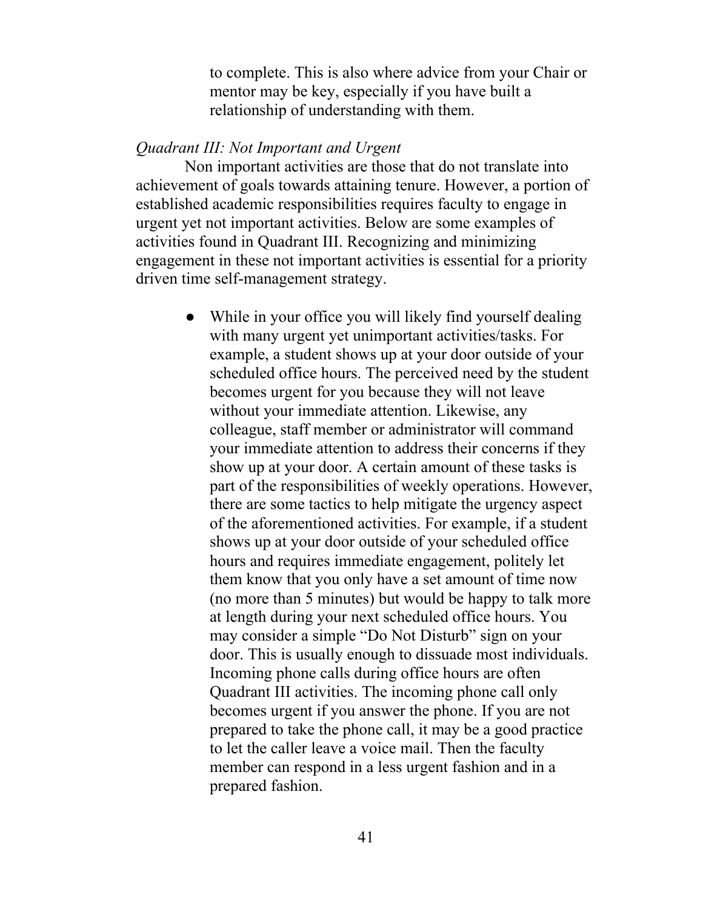to complete. This is also where advice from your Chair or mentor may be key, especially if you have built a relationship of understanding with them.

*Quadrant III: Not Important and Urgent*

Non important activities are those that do not translate into achievement of goals towards attaining tenure. However, a portion of established academic responsibilities requires faculty to engage in urgent yet not important activities. Below are some examples of activities found in Quadrant III. Recognizing and minimizing engagement in these not important activities is essential for a priority driven time self-management strategy.

- While in your office you will likely find yourself dealing with many urgent yet unimportant activities/tasks. For example, a student shows up at your door outside of your scheduled office hours. The perceived need by the student becomes urgent for you because they will not leave without your immediate attention. Likewise, any colleague, staff member or administrator will command your immediate attention to address their concerns if they show up at your door. A certain amount of these tasks is part of the responsibilities of weekly operations. However, there are some tactics to help mitigate the urgency aspect of the aforementioned activities. For example, if a student shows up at your door outside of your scheduled office hours and requires immediate engagement, politely let them know that you only have a set amount of time now (no more than 5 minutes) but would be happy to talk more at length during your next scheduled office hours. You may consider a simple "Do Not Disturb" sign on your door. This is usually enough to dissuade most individuals. Incoming phone calls during office hours are often Quadrant III activities. The incoming phone call only becomes urgent if you answer the phone. If you are not prepared to take the phone call, it may be a good practice to let the caller leave a voice mail. Then the faculty member can respond in a less urgent fashion and in a prepared fashion.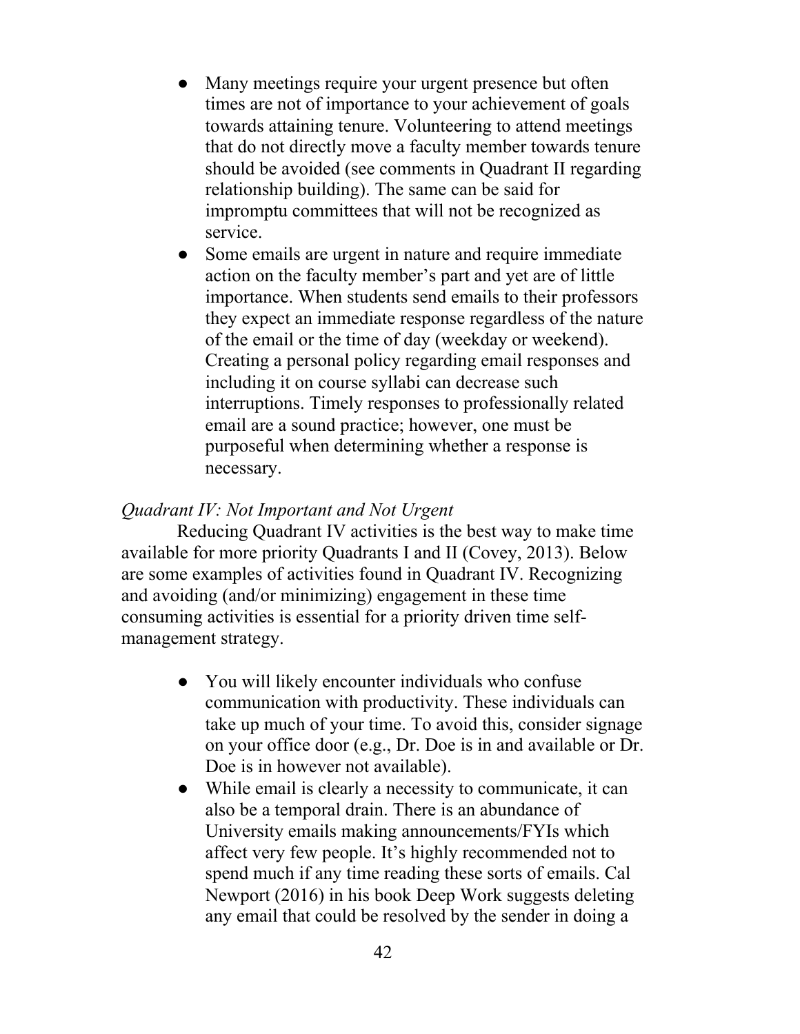- Many meetings require your urgent presence but often times are not of importance to your achievement of goals towards attaining tenure. Volunteering to attend meetings that do not directly move a faculty member towards tenure should be avoided (see comments in Quadrant II regarding relationship building). The same can be said for impromptu committees that will not be recognized as service.
- Some emails are urgent in nature and require immediate action on the faculty member's part and yet are of little importance. When students send emails to their professors they expect an immediate response regardless of the nature of the email or the time of day (weekday or weekend). Creating a personal policy regarding email responses and including it on course syllabi can decrease such interruptions. Timely responses to professionally related email are a sound practice; however, one must be purposeful when determining whether a response is necessary.

*Quadrant IV: Not Important and Not Urgent*

Reducing Quadrant IV activities is the best way to make time available for more priority Quadrants I and II (Covey, 2013). Below are some examples of activities found in Quadrant IV. Recognizing and avoiding (and/or minimizing) engagement in these time consuming activities is essential for a priority driven time self-management strategy.

- You will likely encounter individuals who confuse communication with productivity. These individuals can take up much of your time. To avoid this, consider signage on your office door (e.g., Dr. Doe is in and available or Dr. Doe is in however not available).
- While email is clearly a necessity to communicate, it can also be a temporal drain. There is an abundance of University emails making announcements/FYIs which affect very few people. It's highly recommended not to spend much if any time reading these sorts of emails. Cal Newport (2016) in his book Deep Work suggests deleting any email that could be resolved by the sender in doing a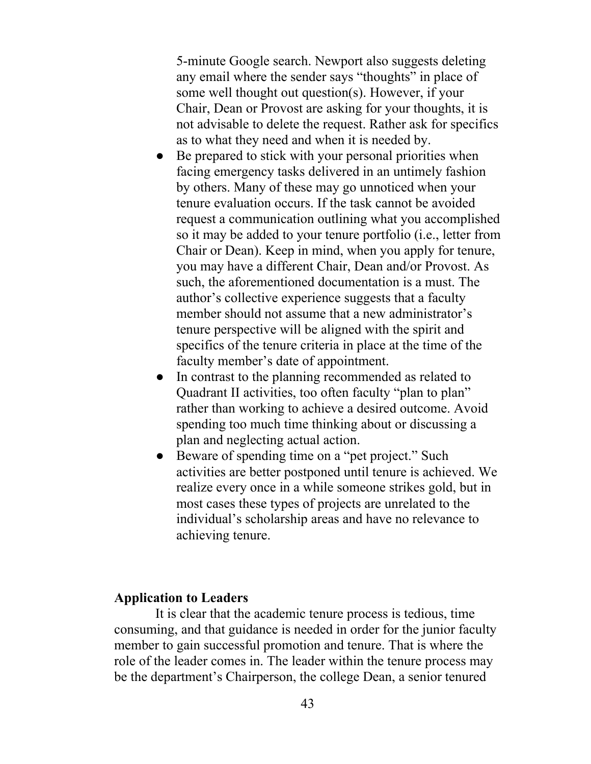5-minute Google search. Newport also suggests deleting any email where the sender says "thoughts" in place of some well thought out question(s). However, if your Chair, Dean or Provost are asking for your thoughts, it is not advisable to delete the request. Rather ask for specifics as to what they need and when it is needed by.

- Be prepared to stick with your personal priorities when facing emergency tasks delivered in an untimely fashion by others. Many of these may go unnoticed when your tenure evaluation occurs. If the task cannot be avoided request a communication outlining what you accomplished so it may be added to your tenure portfolio (i.e., letter from Chair or Dean). Keep in mind, when you apply for tenure, you may have a different Chair, Dean and/or Provost. As such, the aforementioned documentation is a must. The author's collective experience suggests that a faculty member should not assume that a new administrator's tenure perspective will be aligned with the spirit and specifics of the tenure criteria in place at the time of the faculty member's date of appointment.
- In contrast to the planning recommended as related to Quadrant II activities, too often faculty "plan to plan" rather than working to achieve a desired outcome. Avoid spending too much time thinking about or discussing a plan and neglecting actual action.
- Beware of spending time on a "pet project." Such activities are better postponed until tenure is achieved. We realize every once in a while someone strikes gold, but in most cases these types of projects are unrelated to the individual's scholarship areas and have no relevance to achieving tenure.

**Application to Leaders**

It is clear that the academic tenure process is tedious, time consuming, and that guidance is needed in order for the junior faculty member to gain successful promotion and tenure. That is where the role of the leader comes in. The leader within the tenure process may be the department's Chairperson, the college Dean, a senior tenured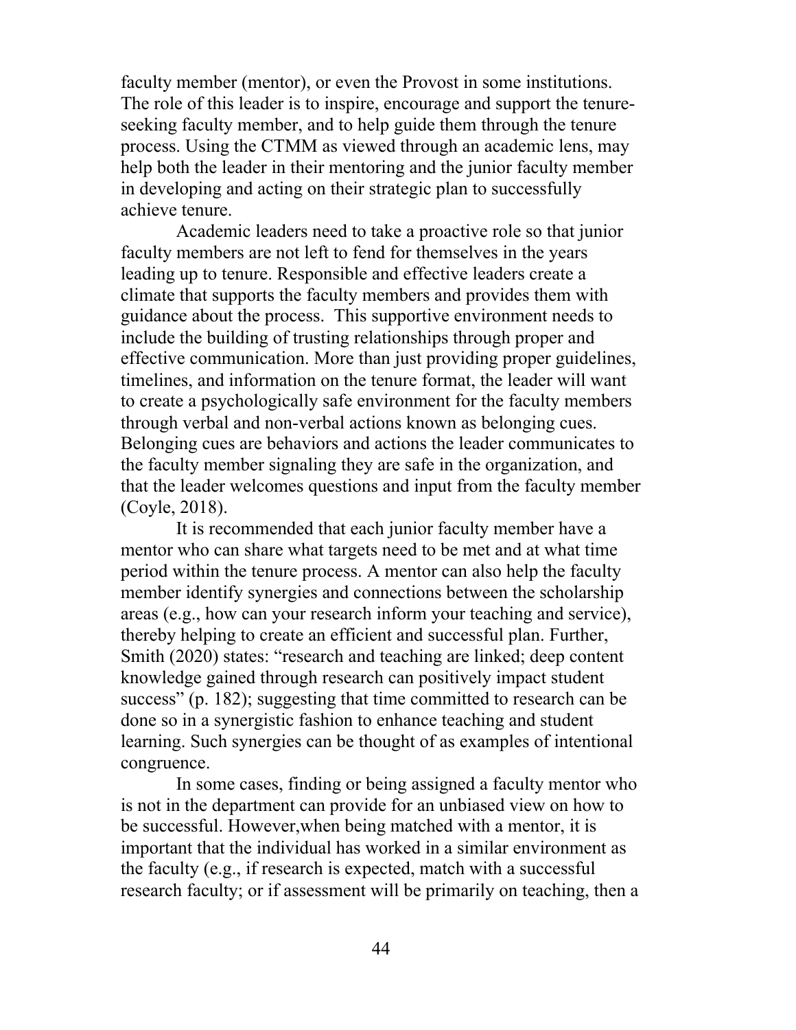faculty member (mentor), or even the Provost in some institutions. The role of this leader is to inspire, encourage and support the tenure-seeking faculty member, and to help guide them through the tenure process. Using the CTMM as viewed through an academic lens, may help both the leader in their mentoring and the junior faculty member in developing and acting on their strategic plan to successfully achieve tenure.

Academic leaders need to take a proactive role so that junior faculty members are not left to fend for themselves in the years leading up to tenure. Responsible and effective leaders create a climate that supports the faculty members and provides them with guidance about the process. This supportive environment needs to include the building of trusting relationships through proper and effective communication. More than just providing proper guidelines, timelines, and information on the tenure format, the leader will want to create a psychologically safe environment for the faculty members through verbal and non-verbal actions known as belonging cues. Belonging cues are behaviors and actions the leader communicates to the faculty member signaling they are safe in the organization, and that the leader welcomes questions and input from the faculty member (Coyle, 2018).

It is recommended that each junior faculty member have a mentor who can share what targets need to be met and at what time period within the tenure process. A mentor can also help the faculty member identify synergies and connections between the scholarship areas (e.g., how can your research inform your teaching and service), thereby helping to create an efficient and successful plan. Further, Smith (2020) states: "research and teaching are linked; deep content knowledge gained through research can positively impact student success" (p. 182); suggesting that time committed to research can be done so in a synergistic fashion to enhance teaching and student learning. Such synergies can be thought of as examples of intentional congruence.

In some cases, finding or being assigned a faculty mentor who is not in the department can provide for an unbiased view on how to be successful. However,when being matched with a mentor, it is important that the individual has worked in a similar environment as the faculty (e.g., if research is expected, match with a successful research faculty; or if assessment will be primarily on teaching, then a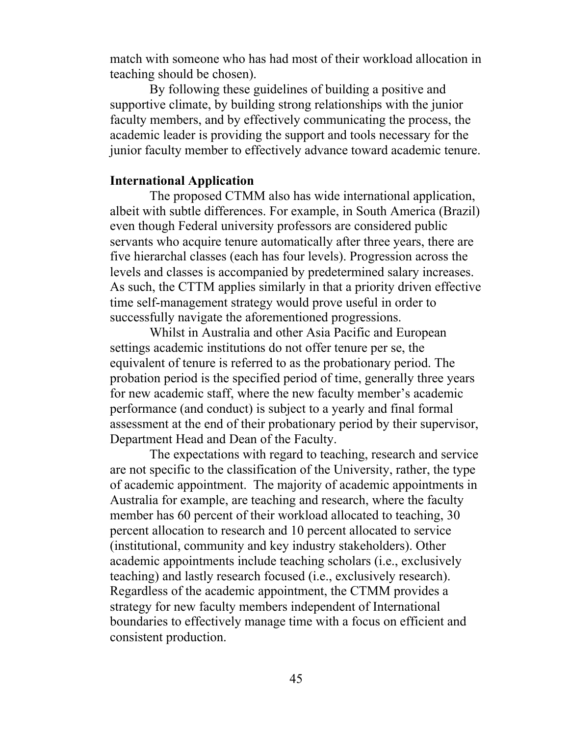match with someone who has had most of their workload allocation in teaching should be chosen).

By following these guidelines of building a positive and supportive climate, by building strong relationships with the junior faculty members, and by effectively communicating the process, the academic leader is providing the support and tools necessary for the junior faculty member to effectively advance toward academic tenure.

**International Application**

The proposed CTMM also has wide international application, albeit with subtle differences. For example, in South America (Brazil) even though Federal university professors are considered public servants who acquire tenure automatically after three years, there are five hierarchal classes (each has four levels). Progression across the levels and classes is accompanied by predetermined salary increases. As such, the CTTM applies similarly in that a priority driven effective time self-management strategy would prove useful in order to successfully navigate the aforementioned progressions.

Whilst in Australia and other Asia Pacific and European settings academic institutions do not offer tenure per se, the equivalent of tenure is referred to as the probationary period. The probation period is the specified period of time, generally three years for new academic staff, where the new faculty member's academic performance (and conduct) is subject to a yearly and final formal assessment at the end of their probationary period by their supervisor, Department Head and Dean of the Faculty.

The expectations with regard to teaching, research and service are not specific to the classification of the University, rather, the type of academic appointment. The majority of academic appointments in Australia for example, are teaching and research, where the faculty member has 60 percent of their workload allocated to teaching, 30 percent allocation to research and 10 percent allocated to service (institutional, community and key industry stakeholders). Other academic appointments include teaching scholars (i.e., exclusively teaching) and lastly research focused (i.e., exclusively research). Regardless of the academic appointment, the CTMM provides a strategy for new faculty members independent of International boundaries to effectively manage time with a focus on efficient and consistent production.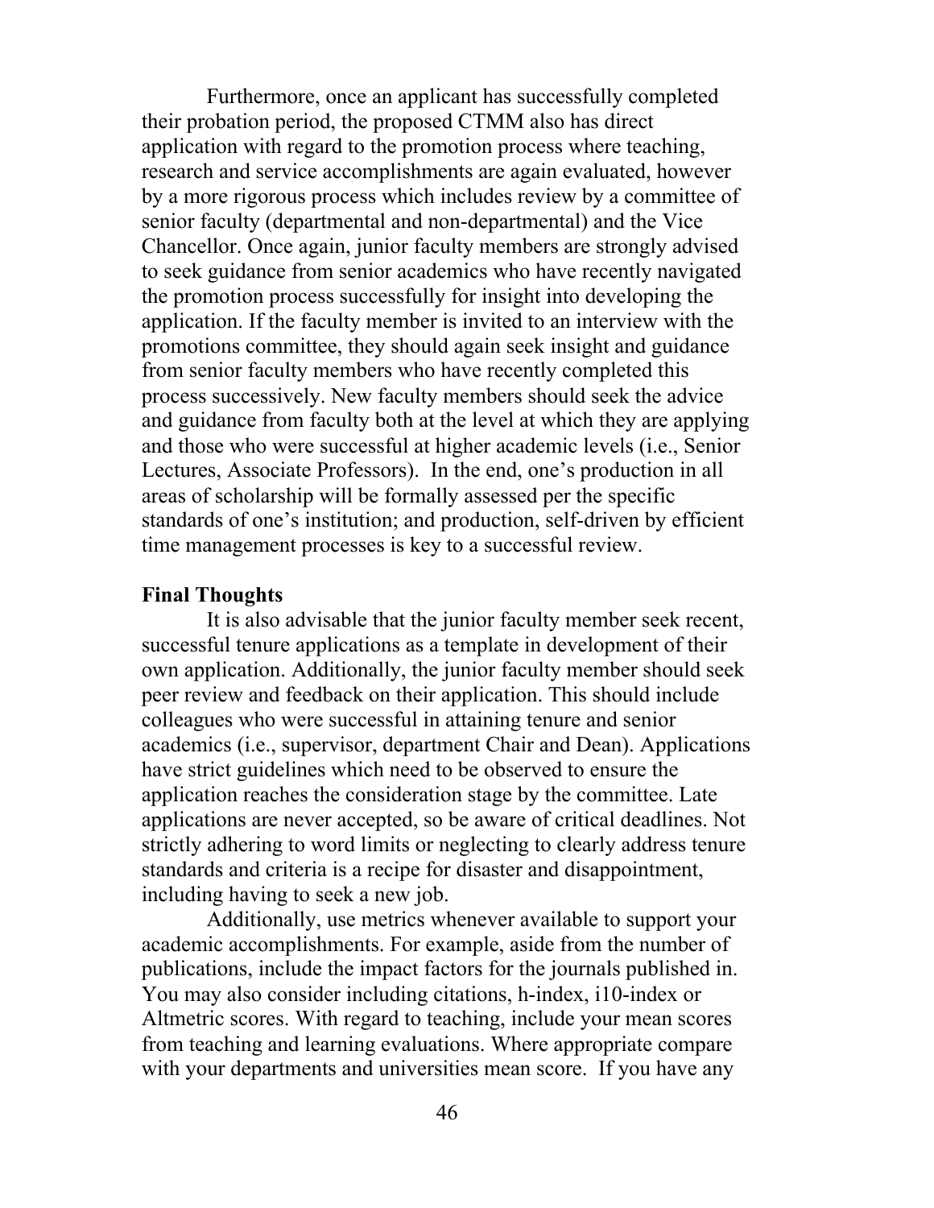Furthermore, once an applicant has successfully completed their probation period, the proposed CTMM also has direct application with regard to the promotion process where teaching, research and service accomplishments are again evaluated, however by a more rigorous process which includes review by a committee of senior faculty (departmental and non-departmental) and the Vice Chancellor. Once again, junior faculty members are strongly advised to seek guidance from senior academics who have recently navigated the promotion process successfully for insight into developing the application. If the faculty member is invited to an interview with the promotions committee, they should again seek insight and guidance from senior faculty members who have recently completed this process successively. New faculty members should seek the advice and guidance from faculty both at the level at which they are applying and those who were successful at higher academic levels (i.e., Senior Lectures, Associate Professors). In the end, one's production in all areas of scholarship will be formally assessed per the specific standards of one's institution; and production, self-driven by efficient time management processes is key to a successful review.

**Final Thoughts**

It is also advisable that the junior faculty member seek recent, successful tenure applications as a template in development of their own application. Additionally, the junior faculty member should seek peer review and feedback on their application. This should include colleagues who were successful in attaining tenure and senior academics (i.e., supervisor, department Chair and Dean). Applications have strict guidelines which need to be observed to ensure the application reaches the consideration stage by the committee. Late applications are never accepted, so be aware of critical deadlines. Not strictly adhering to word limits or neglecting to clearly address tenure standards and criteria is a recipe for disaster and disappointment, including having to seek a new job.

Additionally, use metrics whenever available to support your academic accomplishments. For example, aside from the number of publications, include the impact factors for the journals published in. You may also consider including citations, h-index, i10-index or Altmetric scores. With regard to teaching, include your mean scores from teaching and learning evaluations. Where appropriate compare with your departments and universities mean score. If you have any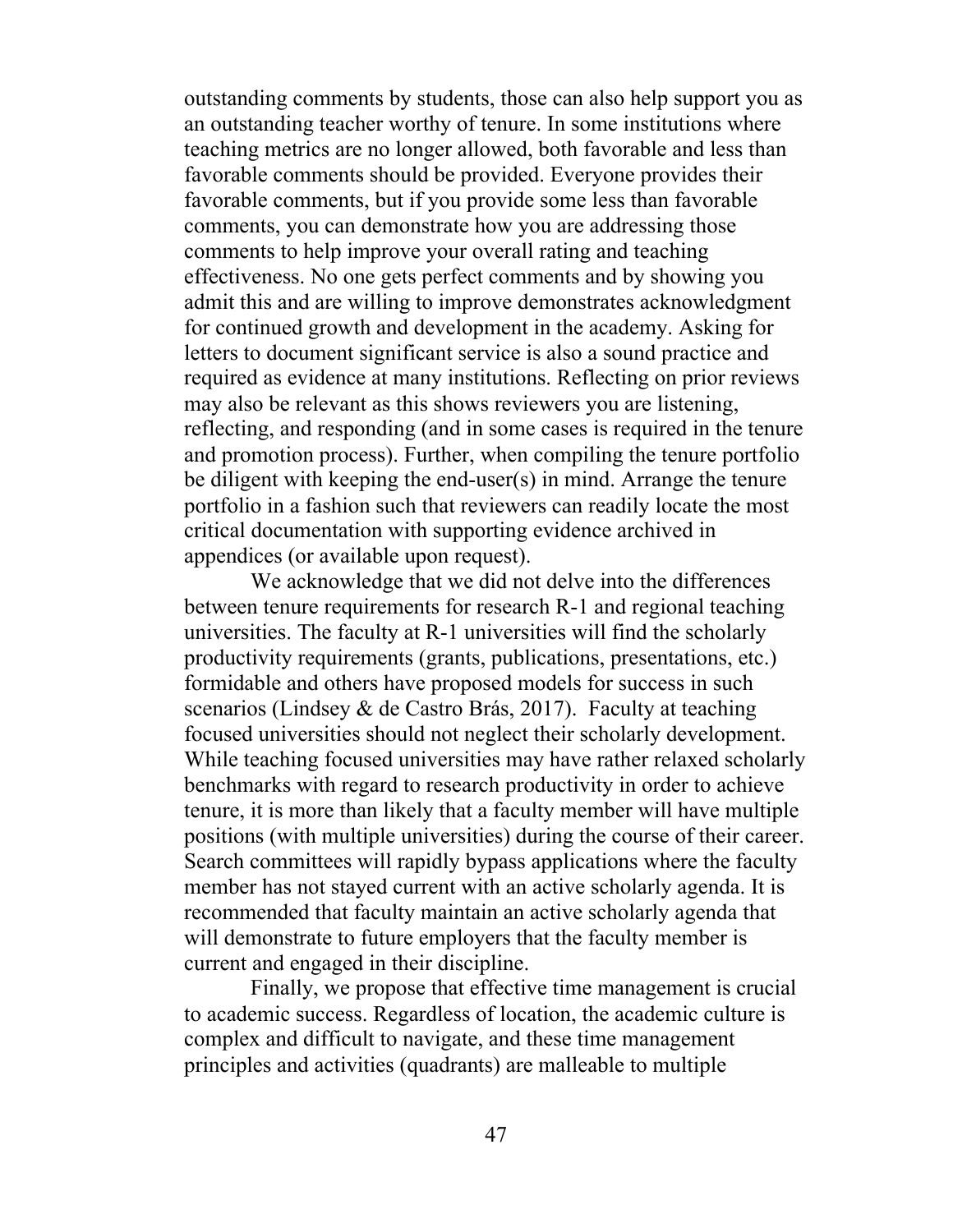outstanding comments by students, those can also help support you as an outstanding teacher worthy of tenure. In some institutions where teaching metrics are no longer allowed, both favorable and less than favorable comments should be provided. Everyone provides their favorable comments, but if you provide some less than favorable comments, you can demonstrate how you are addressing those comments to help improve your overall rating and teaching effectiveness. No one gets perfect comments and by showing you admit this and are willing to improve demonstrates acknowledgment for continued growth and development in the academy. Asking for letters to document significant service is also a sound practice and required as evidence at many institutions. Reflecting on prior reviews may also be relevant as this shows reviewers you are listening, reflecting, and responding (and in some cases is required in the tenure and promotion process). Further, when compiling the tenure portfolio be diligent with keeping the end-user(s) in mind. Arrange the tenure portfolio in a fashion such that reviewers can readily locate the most critical documentation with supporting evidence archived in appendices (or available upon request).

We acknowledge that we did not delve into the differences between tenure requirements for research R-1 and regional teaching universities. The faculty at R-1 universities will find the scholarly productivity requirements (grants, publications, presentations, etc.) formidable and others have proposed models for success in such scenarios (Lindsey & de Castro Brás, 2017). Faculty at teaching focused universities should not neglect their scholarly development. While teaching focused universities may have rather relaxed scholarly benchmarks with regard to research productivity in order to achieve tenure, it is more than likely that a faculty member will have multiple positions (with multiple universities) during the course of their career. Search committees will rapidly bypass applications where the faculty member has not stayed current with an active scholarly agenda. It is recommended that faculty maintain an active scholarly agenda that will demonstrate to future employers that the faculty member is current and engaged in their discipline.

Finally, we propose that effective time management is crucial to academic success. Regardless of location, the academic culture is complex and difficult to navigate, and these time management principles and activities (quadrants) are malleable to multiple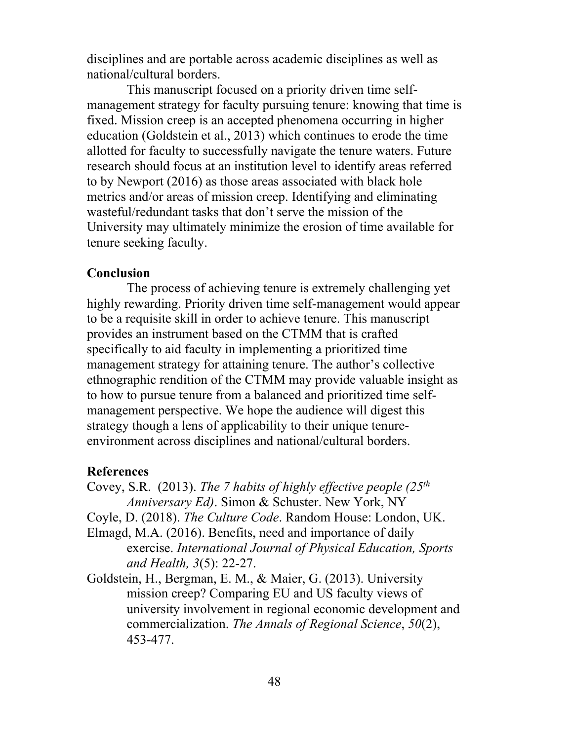disciplines and are portable across academic disciplines as well as national/cultural borders.

This manuscript focused on a priority driven time self-management strategy for faculty pursuing tenure: knowing that time is fixed. Mission creep is an accepted phenomena occurring in higher education (Goldstein et al., 2013) which continues to erode the time allotted for faculty to successfully navigate the tenure waters. Future research should focus at an institution level to identify areas referred to by Newport (2016) as those areas associated with black hole metrics and/or areas of mission creep. Identifying and eliminating wasteful/redundant tasks that don't serve the mission of the University may ultimately minimize the erosion of time available for tenure seeking faculty.

## Conclusion

The process of achieving tenure is extremely challenging yet highly rewarding. Priority driven time self-management would appear to be a requisite skill in order to achieve tenure. This manuscript provides an instrument based on the CTMM that is crafted specifically to aid faculty in implementing a prioritized time management strategy for attaining tenure. The author's collective ethnographic rendition of the CTMM may provide valuable insight as to how to pursue tenure from a balanced and prioritized time self-management perspective. We hope the audience will digest this strategy though a lens of applicability to their unique tenure-environment across disciplines and national/cultural borders.

## References

Covey, S.R. (2013). *The 7 habits of highly effective people (25th Anniversary Ed)*. Simon & Schuster. New York, NY

Coyle, D. (2018). *The Culture Code*. Random House: London, UK.

Elmagd, M.A. (2016). Benefits, need and importance of daily exercise. *International Journal of Physical Education, Sports and Health, 3*(5): 22-27.

Goldstein, H., Bergman, E. M., & Maier, G. (2013). University mission creep? Comparing EU and US faculty views of university involvement in regional economic development and commercialization. *The Annals of Regional Science*, *50*(2), 453-477.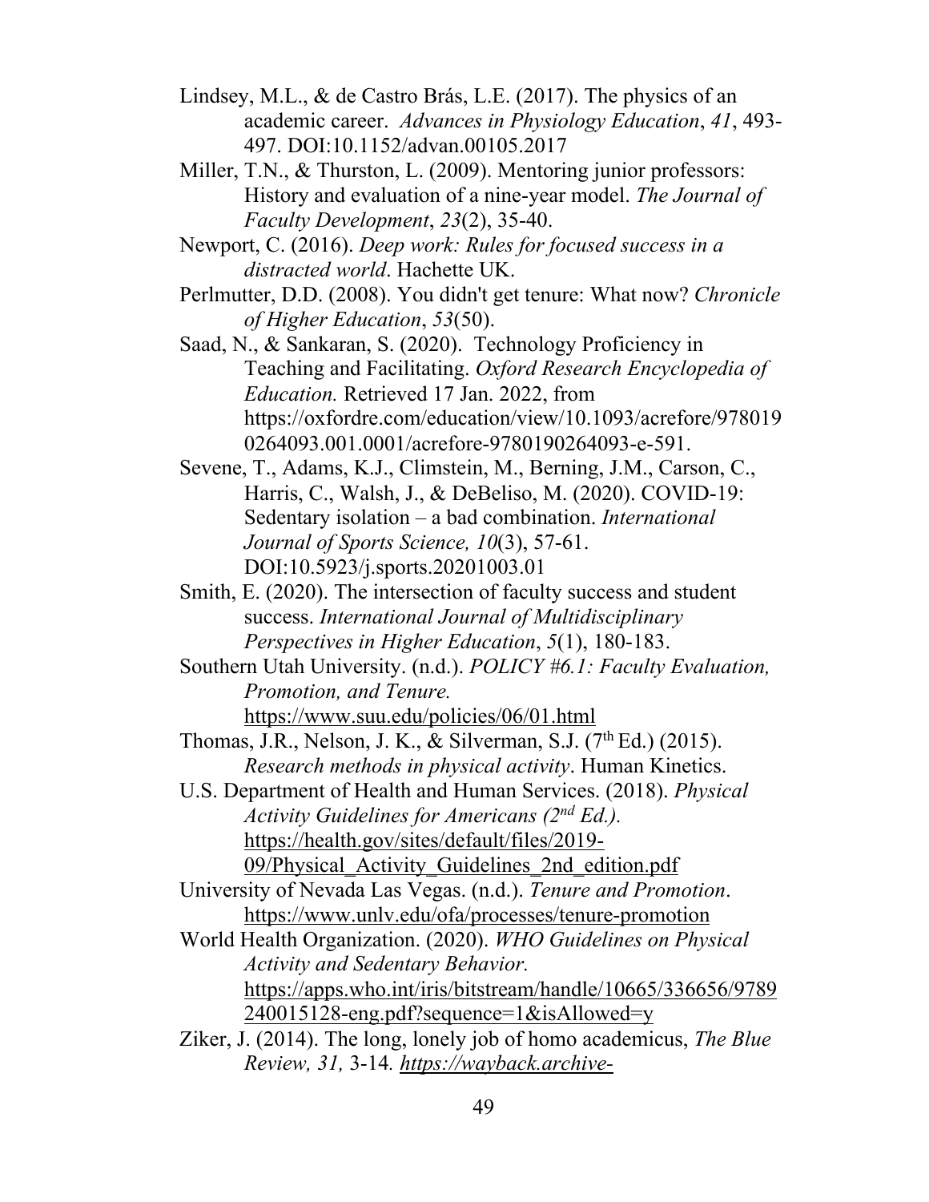Lindsey, M.L., & de Castro Brás, L.E. (2017). The physics of an academic career. *Advances in Physiology Education*, *41*, 493-497. DOI:10.1152/advan.00105.2017

Miller, T.N., & Thurston, L. (2009). Mentoring junior professors: History and evaluation of a nine-year model. *The Journal of Faculty Development*, *23*(2), 35-40.

Newport, C. (2016). *Deep work: Rules for focused success in a distracted world*. Hachette UK.

Perlmutter, D.D. (2008). You didn't get tenure: What now? *Chronicle of Higher Education*, *53*(50).

Saad, N., & Sankaran, S. (2020). Technology Proficiency in Teaching and Facilitating. *Oxford Research Encyclopedia of Education.* Retrieved 17 Jan. 2022, from https://oxfordre.com/education/view/10.1093/acrefore/9780190264093.001.0001/acrefore-9780190264093-e-591.

Sevene, T., Adams, K.J., Climstein, M., Berning, J.M., Carson, C., Harris, C., Walsh, J., & DeBeliso, M. (2020). COVID-19: Sedentary isolation – a bad combination. *International Journal of Sports Science, 10*(3), 57-61. DOI:10.5923/j.sports.20201003.01

Smith, E. (2020). The intersection of faculty success and student success. *International Journal of Multidisciplinary Perspectives in Higher Education*, *5*(1), 180-183.

Southern Utah University. (n.d.). *POLICY #6.1: Faculty Evaluation, Promotion, and Tenure.* https://www.suu.edu/policies/06/01.html

Thomas, J.R., Nelson, J. K., & Silverman, S.J. (7th Ed.) (2015). *Research methods in physical activity*. Human Kinetics.

U.S. Department of Health and Human Services. (2018). *Physical Activity Guidelines for Americans (2nd Ed.).* https://health.gov/sites/default/files/2019-09/Physical_Activity_Guidelines_2nd_edition.pdf

University of Nevada Las Vegas. (n.d.). *Tenure and Promotion*. https://www.unlv.edu/ofa/processes/tenure-promotion

World Health Organization. (2020). *WHO Guidelines on Physical Activity and Sedentary Behavior.* https://apps.who.int/iris/bitstream/handle/10665/336656/9789240015128-eng.pdf?sequence=1&isAllowed=y

Ziker, J. (2014). The long, lonely job of homo academicus, *The Blue Review, 31,* 3-14*. https://wayback.archive-*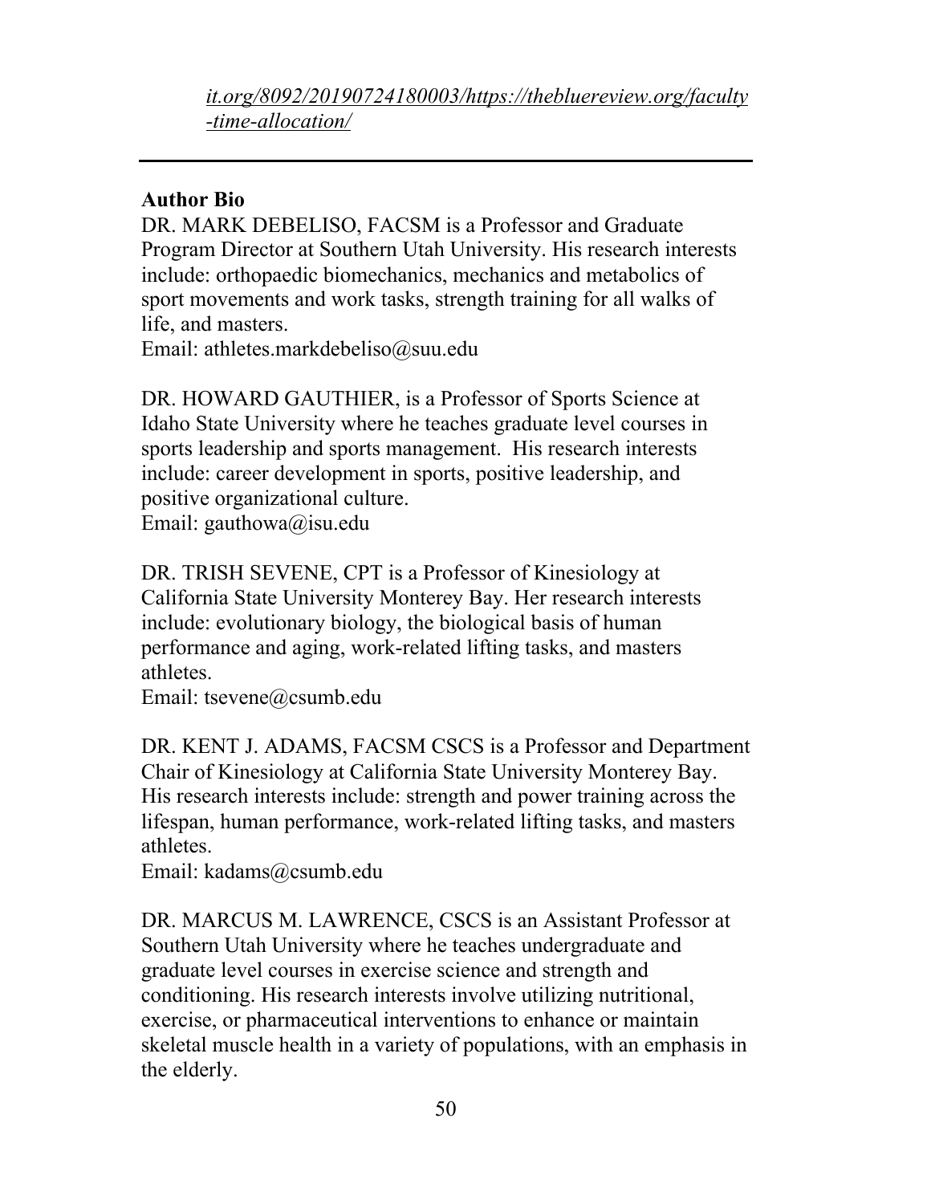*it.org/8092/20190724180003/https://theblueview.org/faculty-time-allocation/*

---

**Author Bio**

DR. MARK DEBELISO, FACSM is a Professor and Graduate Program Director at Southern Utah University. His research interests include: orthopaedic biomechanics, mechanics and metabolics of sport movements and work tasks, strength training for all walks of life, and masters.
Email: athletes.markdebeliso@suu.edu

DR. HOWARD GAUTHIER, is a Professor of Sports Science at Idaho State University where he teaches graduate level courses in sports leadership and sports management. His research interests include: career development in sports, positive leadership, and positive organizational culture.
Email: gauthowa@isu.edu

DR. TRISH SEVENE, CPT is a Professor of Kinesiology at California State University Monterey Bay. Her research interests include: evolutionary biology, the biological basis of human performance and aging, work-related lifting tasks, and masters athletes.
Email: tsevene@csumb.edu

DR. KENT J. ADAMS, FACSM CSCS is a Professor and Department Chair of Kinesiology at California State University Monterey Bay. His research interests include: strength and power training across the lifespan, human performance, work-related lifting tasks, and masters athletes.
Email: kadams@csumb.edu

DR. MARCUS M. LAWRENCE, CSCS is an Assistant Professor at Southern Utah University where he teaches undergraduate and graduate level courses in exercise science and strength and conditioning. His research interests involve utilizing nutritional, exercise, or pharmaceutical interventions to enhance or maintain skeletal muscle health in a variety of populations, with an emphasis in the elderly.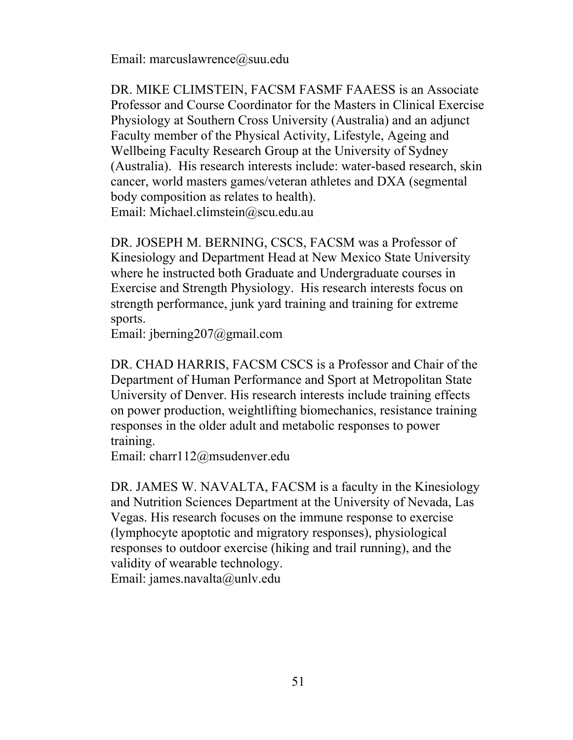Email: marcuslawrence@suu.edu

DR. MIKE CLIMSTEIN, FACSM FASMF FAAESS is an Associate Professor and Course Coordinator for the Masters in Clinical Exercise Physiology at Southern Cross University (Australia) and an adjunct Faculty member of the Physical Activity, Lifestyle, Ageing and Wellbeing Faculty Research Group at the University of Sydney (Australia). His research interests include: water-based research, skin cancer, world masters games/veteran athletes and DXA (segmental body composition as relates to health).
Email: Michael.climstein@scu.edu.au

DR. JOSEPH M. BERNING, CSCS, FACSM was a Professor of Kinesiology and Department Head at New Mexico State University where he instructed both Graduate and Undergraduate courses in Exercise and Strength Physiology. His research interests focus on strength performance, junk yard training and training for extreme sports.
Email: jberning207@gmail.com

DR. CHAD HARRIS, FACSM CSCS is a Professor and Chair of the Department of Human Performance and Sport at Metropolitan State University of Denver. His research interests include training effects on power production, weightlifting biomechanics, resistance training responses in the older adult and metabolic responses to power training.
Email: charr112@msudenver.edu

DR. JAMES W. NAVALTA, FACSM is a faculty in the Kinesiology and Nutrition Sciences Department at the University of Nevada, Las Vegas. His research focuses on the immune response to exercise (lymphocyte apoptotic and migratory responses), physiological responses to outdoor exercise (hiking and trail running), and the validity of wearable technology.
Email: james.navalta@unlv.edu